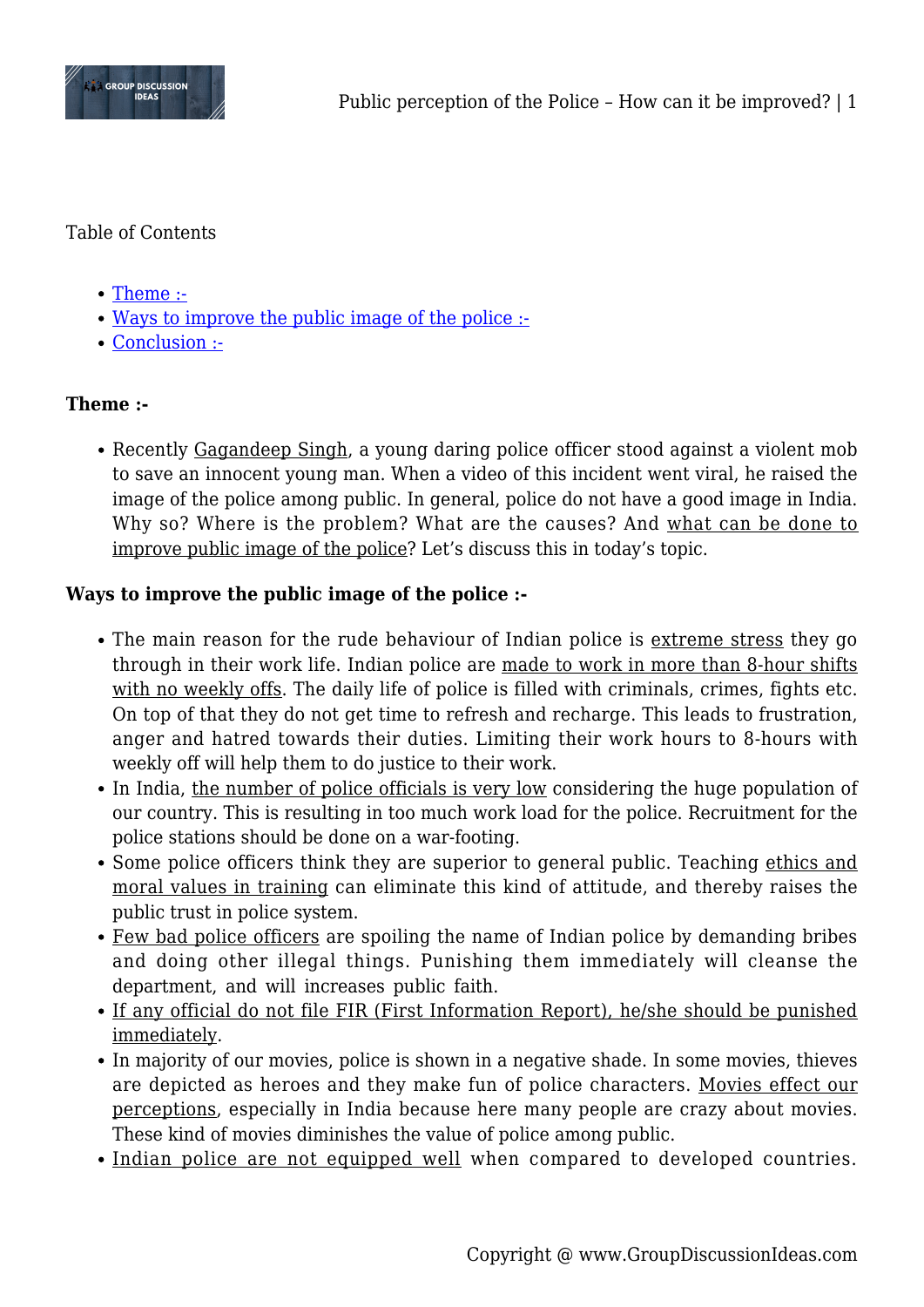Table of Contents

- Theme :-
- Ways to improve the public image of the police :-
- Conclusion :-

**Theme :-**

- Recently Gagandeep Singh, a young daring police officer stood against a violent mob to save an innocent young man. When a video of this incident went viral, he raised the image of the police among public. In general, police do not have a good image in India. Why so? Where is the problem? What are the causes? And what can be done to improve public image of the police? Let's discuss this in today's topic.

**Ways to improve the public image of the police :-**

- The main reason for the rude behaviour of Indian police is extreme stress they go through in their work life. Indian police are made to work in more than 8-hour shifts with no weekly offs. The daily life of police is filled with criminals, crimes, fights etc. On top of that they do not get time to refresh and recharge. This leads to frustration, anger and hatred towards their duties. Limiting their work hours to 8-hours with weekly off will help them to do justice to their work.
- In India, the number of police officials is very low considering the huge population of our country. This is resulting in too much work load for the police. Recruitment for the police stations should be done on a war-footing.
- Some police officers think they are superior to general public. Teaching ethics and moral values in training can eliminate this kind of attitude, and thereby raises the public trust in police system.
- Few bad police officers are spoiling the name of Indian police by demanding bribes and doing other illegal things. Punishing them immediately will cleanse the department, and will increases public faith.
- If any official do not file FIR (First Information Report), he/she should be punished immediately.
- In majority of our movies, police is shown in a negative shade. In some movies, thieves are depicted as heroes and they make fun of police characters. Movies effect our perceptions, especially in India because here many people are crazy about movies. These kind of movies diminishes the value of police among public.
- Indian police are not equipped well when compared to developed countries.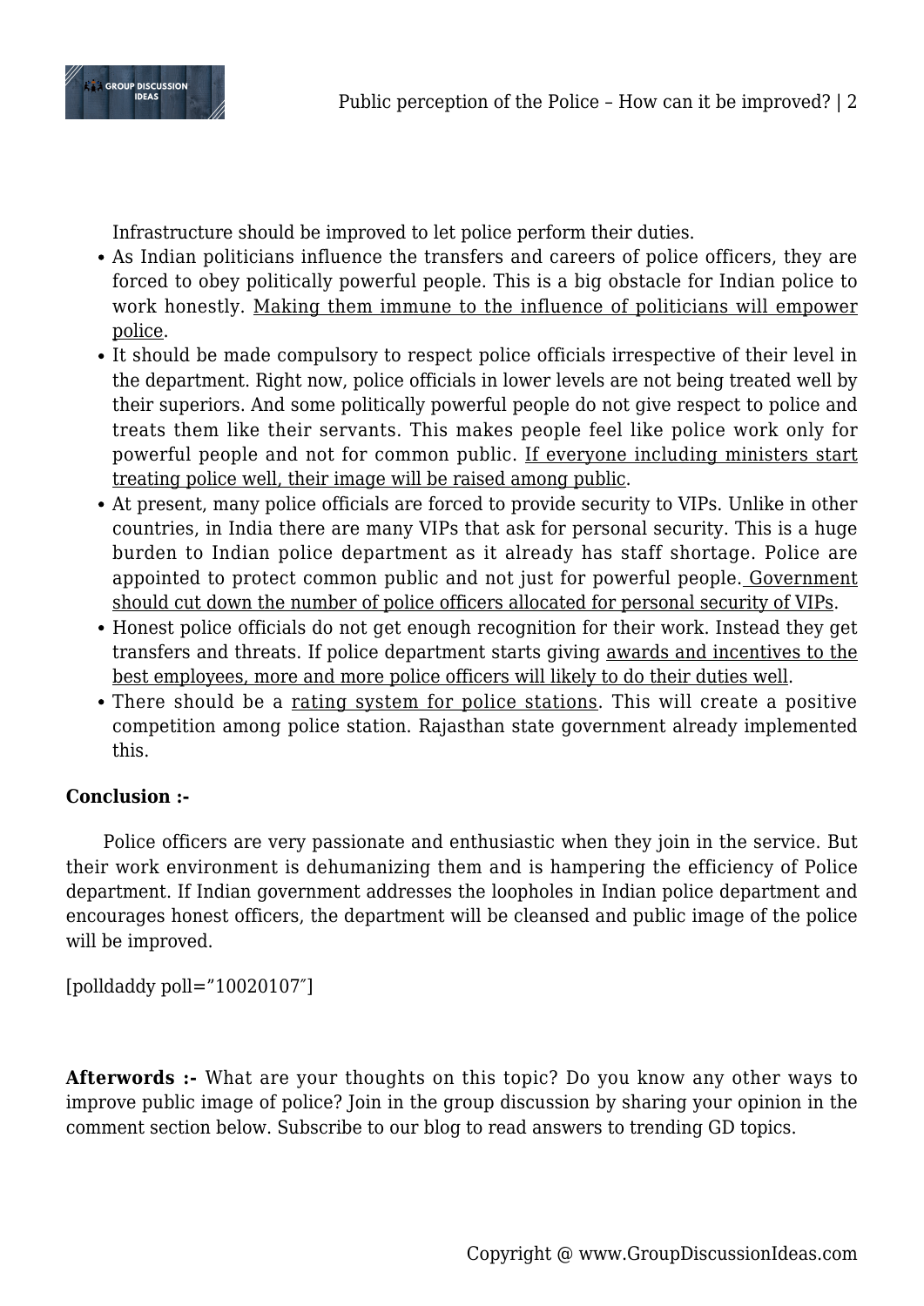Infrastructure should be improved to let police perform their duties.

- As Indian politicians influence the transfers and careers of police officers, they are forced to obey politically powerful people. This is a big obstacle for Indian police to work honestly. Making them immune to the influence of politicians will empower police.
- It should be made compulsory to respect police officials irrespective of their level in the department. Right now, police officials in lower levels are not being treated well by their superiors. And some politically powerful people do not give respect to police and treats them like their servants. This makes people feel like police work only for powerful people and not for common public. If everyone including ministers start treating police well, their image will be raised among public.
- At present, many police officials are forced to provide security to VIPs. Unlike in other countries, in India there are many VIPs that ask for personal security. This is a huge burden to Indian police department as it already has staff shortage. Police are appointed to protect common public and not just for powerful people. Government should cut down the number of police officers allocated for personal security of VIPs.
- Honest police officials do not get enough recognition for their work. Instead they get transfers and threats. If police department starts giving awards and incentives to the best employees, more and more police officers will likely to do their duties well.
- There should be a rating system for police stations. This will create a positive competition among police station. Rajasthan state government already implemented this.

**Conclusion :-**

Police officers are very passionate and enthusiastic when they join in the service. But their work environment is dehumanizing them and is hampering the efficiency of Police department. If Indian government addresses the loopholes in Indian police department and encourages honest officers, the department will be cleansed and public image of the police will be improved.

[polldaddy poll="10020107″]

**Afterwords :-** What are your thoughts on this topic? Do you know any other ways to improve public image of police? Join in the group discussion by sharing your opinion in the comment section below. Subscribe to our blog to read answers to trending GD topics.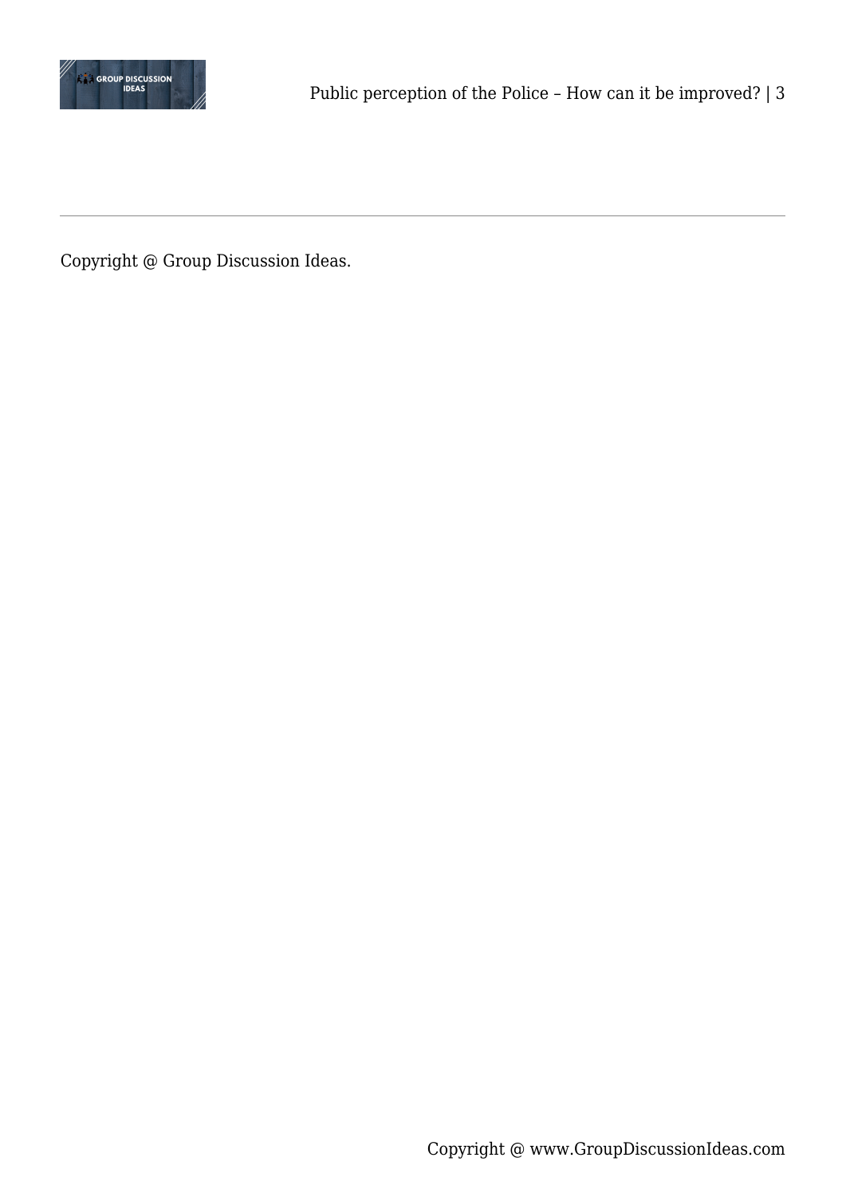---

Copyright @ Group Discussion Ideas.